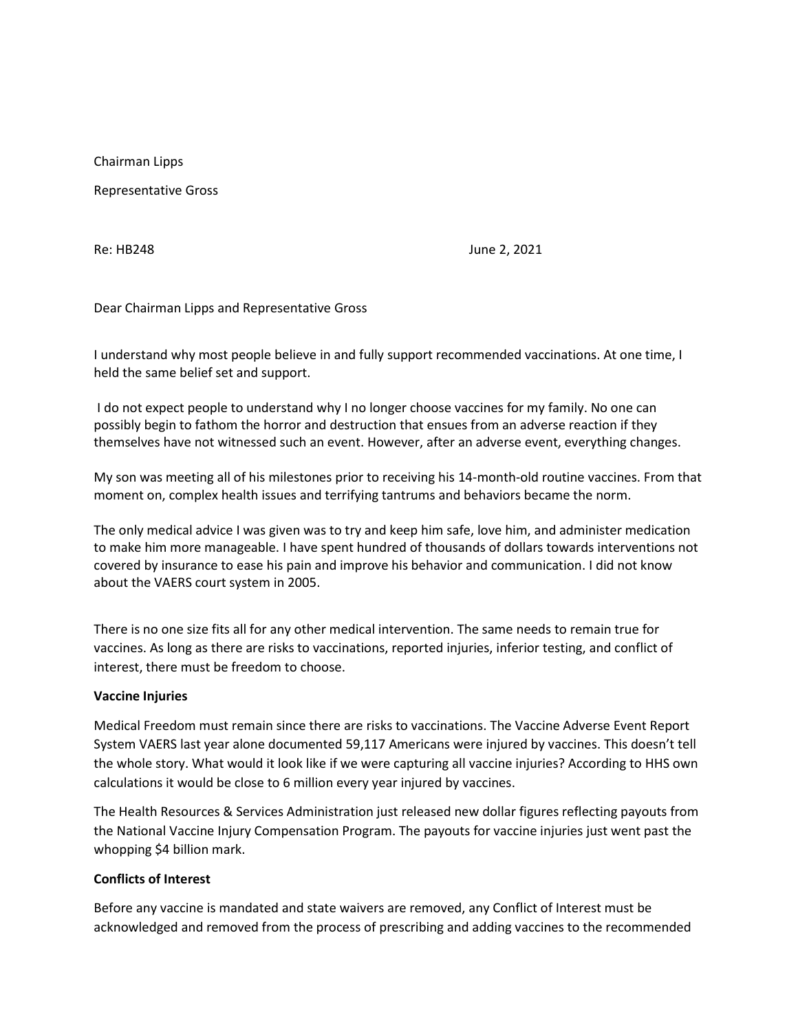Chairman Lipps

Representative Gross

Re: HB248 June 2, 2021

Dear Chairman Lipps and Representative Gross

I understand why most people believe in and fully support recommended vaccinations. At one time, I held the same belief set and support.

I do not expect people to understand why I no longer choose vaccines for my family. No one can possibly begin to fathom the horror and destruction that ensues from an adverse reaction if they themselves have not witnessed such an event. However, after an adverse event, everything changes.

My son was meeting all of his milestones prior to receiving his 14-month-old routine vaccines. From that moment on, complex health issues and terrifying tantrums and behaviors became the norm.

The only medical advice I was given was to try and keep him safe, love him, and administer medication to make him more manageable. I have spent hundred of thousands of dollars towards interventions not covered by insurance to ease his pain and improve his behavior and communication. I did not know about the VAERS court system in 2005.

There is no one size fits all for any other medical intervention. The same needs to remain true for vaccines. As long as there are risks to vaccinations, reported injuries, inferior testing, and conflict of interest, there must be freedom to choose.

**Vaccine Injuries**

Medical Freedom must remain since there are risks to vaccinations. The Vaccine Adverse Event Report System VAERS last year alone documented 59,117 Americans were injured by vaccines. This doesn't tell the whole story. What would it look like if we were capturing all vaccine injuries? According to HHS own calculations it would be close to 6 million every year injured by vaccines.

The Health Resources & Services Administration just released new dollar figures reflecting payouts from the National Vaccine Injury Compensation Program. The payouts for vaccine injuries just went past the whopping $4 billion mark.

**Conflicts of Interest**

Before any vaccine is mandated and state waivers are removed, any Conflict of Interest must be acknowledged and removed from the process of prescribing and adding vaccines to the recommended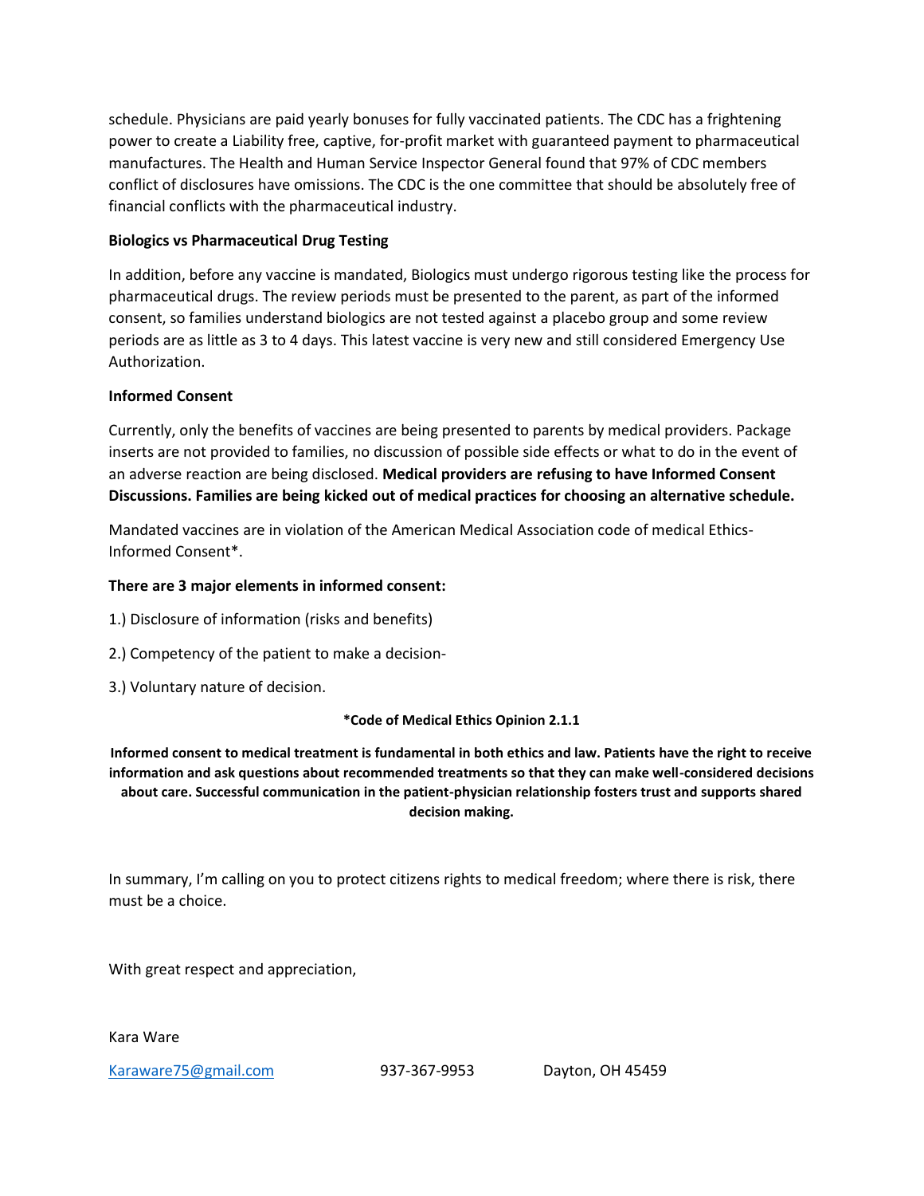schedule. Physicians are paid yearly bonuses for fully vaccinated patients. The CDC has a frightening power to create a Liability free, captive, for-profit market with guaranteed payment to pharmaceutical manufactures. The Health and Human Service Inspector General found that 97% of CDC members conflict of disclosures have omissions. The CDC is the one committee that should be absolutely free of financial conflicts with the pharmaceutical industry.

**Biologics vs Pharmaceutical Drug Testing**

In addition, before any vaccine is mandated, Biologics must undergo rigorous testing like the process for pharmaceutical drugs. The review periods must be presented to the parent, as part of the informed consent, so families understand biologics are not tested against a placebo group and some review periods are as little as 3 to 4 days. This latest vaccine is very new and still considered Emergency Use Authorization.

**Informed Consent**

Currently, only the benefits of vaccines are being presented to parents by medical providers. Package inserts are not provided to families, no discussion of possible side effects or what to do in the event of an adverse reaction are being disclosed. **Medical providers are refusing to have Informed Consent Discussions. Families are being kicked out of medical practices for choosing an alternative schedule.**

Mandated vaccines are in violation of the American Medical Association code of medical Ethics- Informed Consent*.

**There are 3 major elements in informed consent:**

1.) Disclosure of information (risks and benefits)

2.) Competency of the patient to make a decision-

3.) Voluntary nature of decision.

**\*Code of Medical Ethics Opinion 2.1.1**

**Informed consent to medical treatment is fundamental in both ethics and law. Patients have the right to receive information and ask questions about recommended treatments so that they can make well-considered decisions about care. Successful communication in the patient-physician relationship fosters trust and supports shared decision making.**

In summary, I'm calling on you to protect citizens rights to medical freedom; where there is risk, there must be a choice.

With great respect and appreciation,

Kara Ware

[Karaware75@gmail.com](mailto:Karaware75@gmail.com) 937-367-9953 Dayton, OH 45459